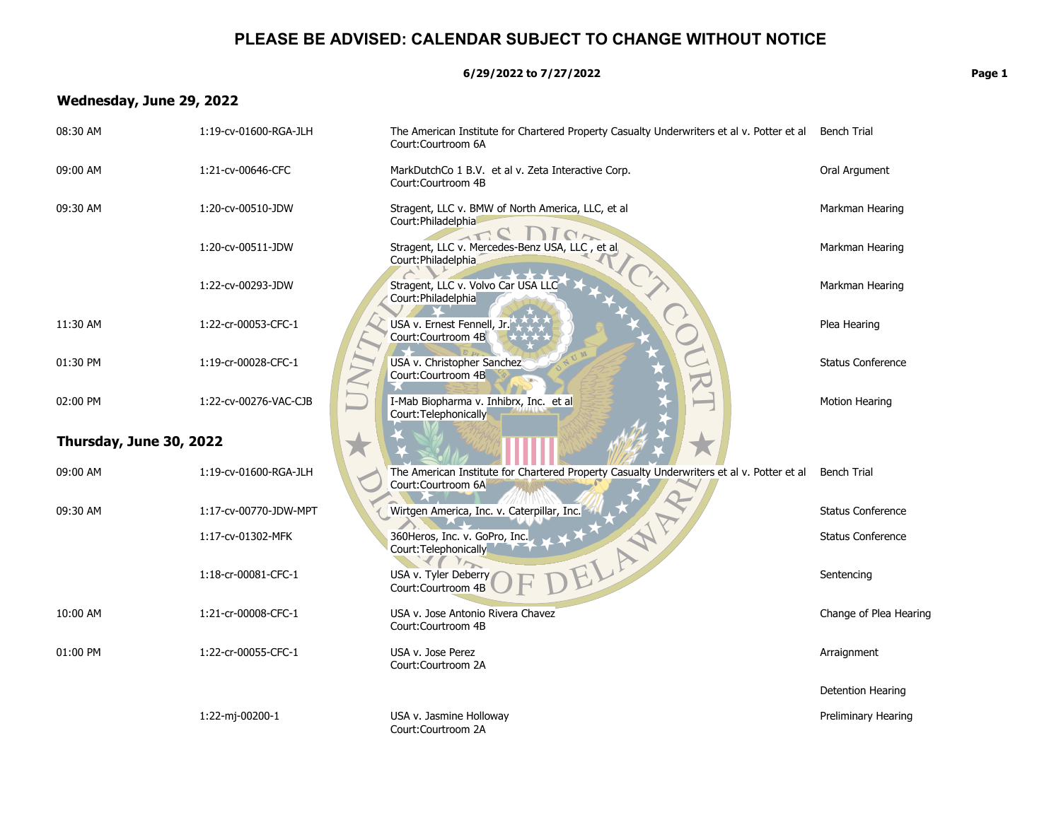# PLEASE BE ADVISED: CALENDAR SUBJECT TO CHANGE WITHOUT NOTICE

**6/29/2022 to 7/27/2022**

## Wednesday, June 29, 2022

| Time | Case Number | Case / Court | Proceeding |
|---|---|---|---|
| 08:30 AM | 1:19-cv-01600-RGA-JLH | The American Institute for Chartered Property Casualty Underwriters et al v. Potter et al<br>Court:Courtroom 6A | Bench Trial |
| 09:00 AM | 1:21-cv-00646-CFC | MarkDutchCo 1 B.V. et al v. Zeta Interactive Corp.<br>Court:Courtroom 4B | Oral Argument |
| 09:30 AM | 1:20-cv-00510-JDW | Stragent, LLC v. BMW of North America, LLC, et al<br>Court:Philadelphia | Markman Hearing |
| | 1:20-cv-00511-JDW | Stragent, LLC v. Mercedes-Benz USA, LLC , et al<br>Court:Philadelphia | Markman Hearing |
| | 1:22-cv-00293-JDW | Stragent, LLC v. Volvo Car USA LLC<br>Court:Philadelphia | Markman Hearing |
| 11:30 AM | 1:22-cr-00053-CFC-1 | USA v. Ernest Fennell, Jr.<br>Court:Courtroom 4B | Plea Hearing |
| 01:30 PM | 1:19-cr-00028-CFC-1 | USA v. Christopher Sanchez<br>Court:Courtroom 4B | Status Conference |
| 02:00 PM | 1:22-cv-00276-VAC-CJB | I-Mab Biopharma v. Inhibrx, Inc. et al<br>Court:Telephonically | Motion Hearing |

## Thursday, June 30, 2022

| Time | Case Number | Case / Court | Proceeding |
|---|---|---|---|
| 09:00 AM | 1:19-cv-01600-RGA-JLH | The American Institute for Chartered Property Casualty Underwriters et al v. Potter et al<br>Court:Courtroom 6A | Bench Trial |
| 09:30 AM | 1:17-cv-00770-JDW-MPT | Wirtgen America, Inc. v. Caterpillar, Inc. | Status Conference |
| | 1:17-cv-01302-MFK | 360Heros, Inc. v. GoPro, Inc.<br>Court:Telephonically | Status Conference |
| | 1:18-cr-00081-CFC-1 | USA v. Tyler Deberry<br>Court:Courtroom 4B | Sentencing |
| 10:00 AM | 1:21-cr-00008-CFC-1 | USA v. Jose Antonio Rivera Chavez<br>Court:Courtroom 4B | Change of Plea Hearing |
| 01:00 PM | 1:22-cr-00055-CFC-1 | USA v. Jose Perez<br>Court:Courtroom 2A | Arraignment |
| | | | Detention Hearing |
| | 1:22-mj-00200-1 | USA v. Jasmine Holloway<br>Court:Courtroom 2A | Preliminary Hearing |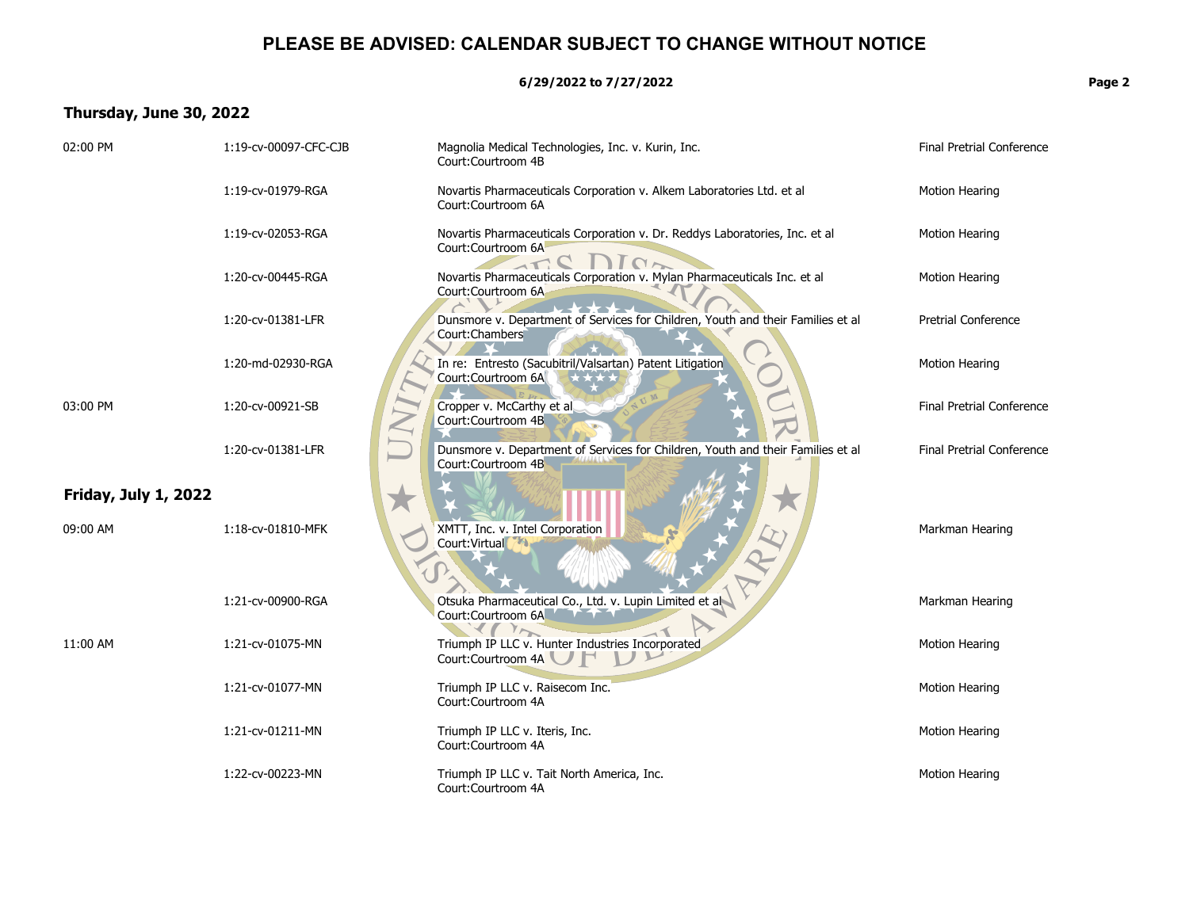**PLEASE BE ADVISED: CALENDAR SUBJECT TO CHANGE WITHOUT NOTICE**

**6/29/2022 to 7/27/2022**

## Thursday, June 30, 2022

| Time | Case Number | Case | Event |
|---|---|---|---|
| 02:00 PM | 1:19-cv-00097-CFC-CJB | Magnolia Medical Technologies, Inc. v. Kurin, Inc.<br>Court:Courtroom 4B | Final Pretrial Conference |
| | 1:19-cv-01979-RGA | Novartis Pharmaceuticals Corporation v. Alkem Laboratories Ltd. et al<br>Court:Courtroom 6A | Motion Hearing |
| | 1:19-cv-02053-RGA | Novartis Pharmaceuticals Corporation v. Dr. Reddys Laboratories, Inc. et al<br>Court:Courtroom 6A | Motion Hearing |
| | 1:20-cv-00445-RGA | Novartis Pharmaceuticals Corporation v. Mylan Pharmaceuticals Inc. et al<br>Court:Courtroom 6A | Motion Hearing |
| | 1:20-cv-01381-LFR | Dunsmore v. Department of Services for Children, Youth and their Families et al<br>Court:Chambers | Pretrial Conference |
| | 1:20-md-02930-RGA | In re: Entresto (Sacubitril/Valsartan) Patent Litigation<br>Court:Courtroom 6A | Motion Hearing |
| 03:00 PM | 1:20-cv-00921-SB | Cropper v. McCarthy et al<br>Court:Courtroom 4B | Final Pretrial Conference |
| | 1:20-cv-01381-LFR | Dunsmore v. Department of Services for Children, Youth and their Families et al<br>Court:Courtroom 4B | Final Pretrial Conference |

## Friday, July 1, 2022

| Time | Case Number | Case | Event |
|---|---|---|---|
| 09:00 AM | 1:18-cv-01810-MFK | XMTT, Inc. v. Intel Corporation<br>Court:Virtual | Markman Hearing |
| | 1:21-cv-00900-RGA | Otsuka Pharmaceutical Co., Ltd. v. Lupin Limited et al<br>Court:Courtroom 6A | Markman Hearing |
| 11:00 AM | 1:21-cv-01075-MN | Triumph IP LLC v. Hunter Industries Incorporated<br>Court:Courtroom 4A | Motion Hearing |
| | 1:21-cv-01077-MN | Triumph IP LLC v. Raisecom Inc.<br>Court:Courtroom 4A | Motion Hearing |
| | 1:21-cv-01211-MN | Triumph IP LLC v. Iteris, Inc.<br>Court:Courtroom 4A | Motion Hearing |
| | 1:22-cv-00223-MN | Triumph IP LLC v. Tait North America, Inc.<br>Court:Courtroom 4A | Motion Hearing |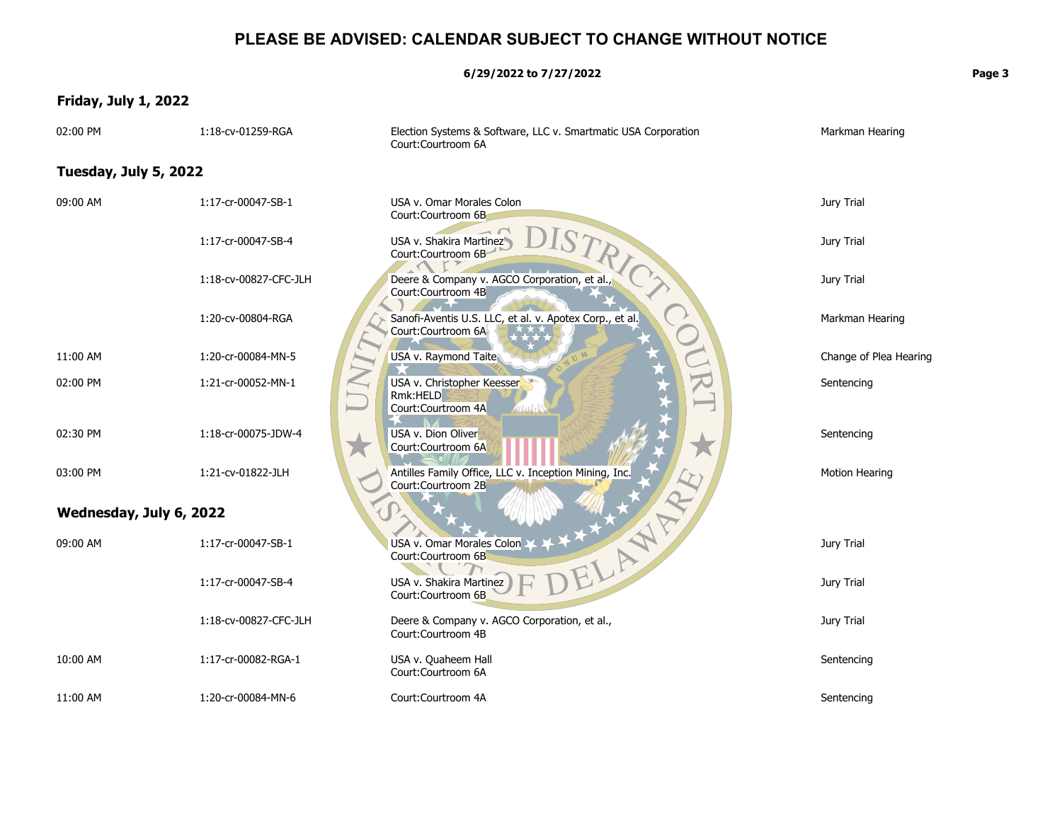# PLEASE BE ADVISED: CALENDAR SUBJECT TO CHANGE WITHOUT NOTICE

**6/29/2022 to 7/27/2022**

### Friday, July 1, 2022

| Time | Case Number | Case | Event |
|---|---|---|---|
| 02:00 PM | 1:18-cv-01259-RGA | Election Systems & Software, LLC v. Smartmatic USA Corporation<br>Court:Courtroom 6A | Markman Hearing |

### Tuesday, July 5, 2022

| Time | Case Number | Case | Event |
|---|---|---|---|
| 09:00 AM | 1:17-cr-00047-SB-1 | USA v. Omar Morales Colon<br>Court:Courtroom 6B | Jury Trial |
| | 1:17-cr-00047-SB-4 | USA v. Shakira Martinez<br>Court:Courtroom 6B | Jury Trial |
| | 1:18-cv-00827-CFC-JLH | Deere & Company v. AGCO Corporation, et al.,<br>Court:Courtroom 4B | Jury Trial |
| | 1:20-cv-00804-RGA | Sanofi-Aventis U.S. LLC, et al. v. Apotex Corp., et al.<br>Court:Courtroom 6A | Markman Hearing |
| 11:00 AM | 1:20-cr-00084-MN-5 | USA v. Raymond Taite | Change of Plea Hearing |
| 02:00 PM | 1:21-cr-00052-MN-1 | USA v. Christopher Keesser<br>Rmk:HELD<br>Court:Courtroom 4A | Sentencing |
| 02:30 PM | 1:18-cr-00075-JDW-4 | USA v. Dion Oliver<br>Court:Courtroom 6A | Sentencing |
| 03:00 PM | 1:21-cv-01822-JLH | Antilles Family Office, LLC v. Inception Mining, Inc.<br>Court:Courtroom 2B | Motion Hearing |

### Wednesday, July 6, 2022

| Time | Case Number | Case | Event |
|---|---|---|---|
| 09:00 AM | 1:17-cr-00047-SB-1 | USA v. Omar Morales Colon<br>Court:Courtroom 6B | Jury Trial |
| | 1:17-cr-00047-SB-4 | USA v. Shakira Martinez<br>Court:Courtroom 6B | Jury Trial |
| | 1:18-cv-00827-CFC-JLH | Deere & Company v. AGCO Corporation, et al.,<br>Court:Courtroom 4B | Jury Trial |
| 10:00 AM | 1:17-cr-00082-RGA-1 | USA v. Quaheem Hall<br>Court:Courtroom 6A | Sentencing |
| 11:00 AM | 1:20-cr-00084-MN-6 | Court:Courtroom 4A | Sentencing |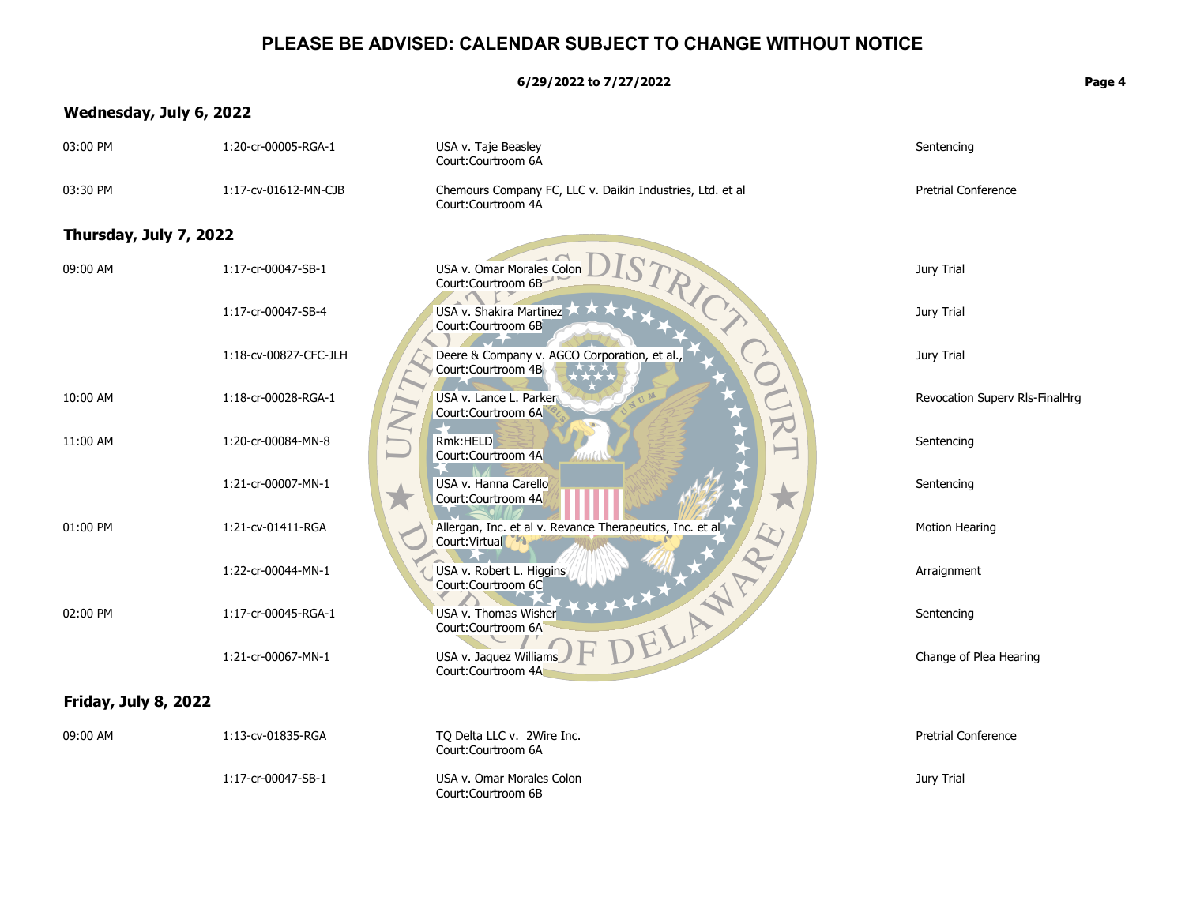# PLEASE BE ADVISED: CALENDAR SUBJECT TO CHANGE WITHOUT NOTICE

**6/29/2022 to 7/27/2022**

## Wednesday, July 6, 2022

| Time | Case Number | Case | Event |
|---|---|---|---|
| 03:00 PM | 1:20-cr-00005-RGA-1 | USA v. Taje Beasley<br>Court:Courtroom 6A | Sentencing |
| 03:30 PM | 1:17-cv-01612-MN-CJB | Chemours Company FC, LLC v. Daikin Industries, Ltd. et al<br>Court:Courtroom 4A | Pretrial Conference |

## Thursday, July 7, 2022

| Time | Case Number | Case | Event |
|---|---|---|---|
| 09:00 AM | 1:17-cr-00047-SB-1 | USA v. Omar Morales Colon<br>Court:Courtroom 6B | Jury Trial |
| | 1:17-cr-00047-SB-4 | USA v. Shakira Martinez<br>Court:Courtroom 6B | Jury Trial |
| | 1:18-cv-00827-CFC-JLH | Deere & Company v. AGCO Corporation, et al.,<br>Court:Courtroom 4B | Jury Trial |
| 10:00 AM | 1:18-cr-00028-RGA-1 | USA v. Lance L. Parker<br>Court:Courtroom 6A | Revocation Superv Rls-FinalHrg |
| 11:00 AM | 1:20-cr-00084-MN-8 | Rmk:HELD<br>Court:Courtroom 4A | Sentencing |
| | 1:21-cr-00007-MN-1 | USA v. Hanna Carello<br>Court:Courtroom 4A | Sentencing |
| 01:00 PM | 1:21-cv-01411-RGA | Allergan, Inc. et al v. Revance Therapeutics, Inc. et al<br>Court:Virtual | Motion Hearing |
| | 1:22-cr-00044-MN-1 | USA v. Robert L. Higgins<br>Court:Courtroom 6C | Arraignment |
| 02:00 PM | 1:17-cr-00045-RGA-1 | USA v. Thomas Wisher<br>Court:Courtroom 6A | Sentencing |
| | 1:21-cr-00067-MN-1 | USA v. Jaquez Williams<br>Court:Courtroom 4A | Change of Plea Hearing |

## Friday, July 8, 2022

| Time | Case Number | Case | Event |
|---|---|---|---|
| 09:00 AM | 1:13-cv-01835-RGA | TQ Delta LLC v. 2Wire Inc.<br>Court:Courtroom 6A | Pretrial Conference |
| | 1:17-cr-00047-SB-1 | USA v. Omar Morales Colon<br>Court:Courtroom 6B | Jury Trial |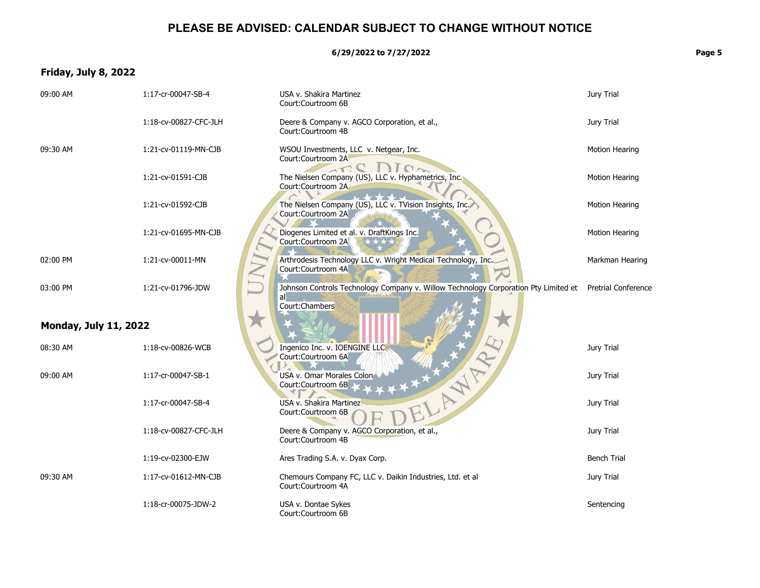# PLEASE BE ADVISED: CALENDAR SUBJECT TO CHANGE WITHOUT NOTICE

**6/29/2022 to 7/27/2022**

### Friday, July 8, 2022

| Time | Case Number | Case | Type |
|---|---|---|---|
| 09:00 AM | 1:17-cr-00047-SB-4 | USA v. Shakira Martinez<br>Court:Courtroom 6B | Jury Trial |
| | 1:18-cv-00827-CFC-JLH | Deere & Company v. AGCO Corporation, et al.,<br>Court:Courtroom 4B | Jury Trial |
| 09:30 AM | 1:21-cv-01119-MN-CJB | WSOU Investments, LLC v. Netgear, Inc.<br>Court:Courtroom 2A | Motion Hearing |
| | 1:21-cv-01591-CJB | The Nielsen Company (US), LLC v. Hyphametrics, Inc.<br>Court:Courtroom 2A | Motion Hearing |
| | 1:21-cv-01592-CJB | The Nielsen Company (US), LLC v. TVision Insights, Inc.<br>Court:Courtroom 2A | Motion Hearing |
| | 1:21-cv-01695-MN-CJB | Diogenes Limited et al. v. DraftKings Inc.<br>Court:Courtroom 2A | Motion Hearing |
| 02:00 PM | 1:21-cv-00011-MN | Arthrodesis Technology LLC v. Wright Medical Technology, Inc.<br>Court:Courtroom 4A | Markman Hearing |
| 03:00 PM | 1:21-cv-01796-JDW | Johnson Controls Technology Company v. Willow Technology Corporation Pty Limited et al<br>Court:Chambers | Pretrial Conference |

### Monday, July 11, 2022

| Time | Case Number | Case | Type |
|---|---|---|---|
| 08:30 AM | 1:18-cv-00826-WCB | Ingenico Inc. v. IOENGINE LLC<br>Court:Courtroom 6A | Jury Trial |
| 09:00 AM | 1:17-cr-00047-SB-1 | USA v. Omar Morales Colon<br>Court:Courtroom 6B | Jury Trial |
| | 1:17-cr-00047-SB-4 | USA v. Shakira Martinez<br>Court:Courtroom 6B | Jury Trial |
| | 1:18-cv-00827-CFC-JLH | Deere & Company v. AGCO Corporation, et al.,<br>Court:Courtroom 4B | Jury Trial |
| | 1:19-cv-02300-EJW | Ares Trading S.A. v. Dyax Corp. | Bench Trial |
| 09:30 AM | 1:17-cv-01612-MN-CJB | Chemours Company FC, LLC v. Daikin Industries, Ltd. et al<br>Court:Courtroom 4A | Jury Trial |
| | 1:18-cr-00075-JDW-2 | USA v. Dontae Sykes<br>Court:Courtroom 6B | Sentencing |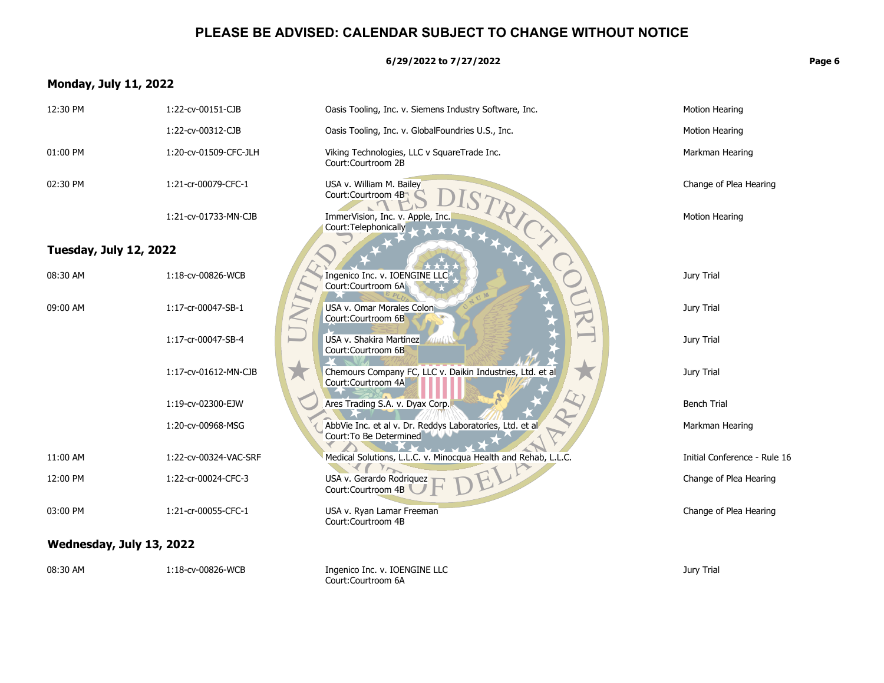# PLEASE BE ADVISED: CALENDAR SUBJECT TO CHANGE WITHOUT NOTICE

**6/29/2022 to 7/27/2022**

## Monday, July 11, 2022

| Time | Case Number | Case | Type |
|---|---|---|---|
| 12:30 PM | 1:22-cv-00151-CJB | Oasis Tooling, Inc. v. Siemens Industry Software, Inc. | Motion Hearing |
| | 1:22-cv-00312-CJB | Oasis Tooling, Inc. v. GlobalFoundries U.S., Inc. | Motion Hearing |
| 01:00 PM | 1:20-cv-01509-CFC-JLH | Viking Technologies, LLC v SquareTrade Inc.<br>Court:Courtroom 2B | Markman Hearing |
| 02:30 PM | 1:21-cr-00079-CFC-1 | USA v. William M. Bailey<br>Court:Courtroom 4B | Change of Plea Hearing |
| | 1:21-cv-01733-MN-CJB | ImmerVision, Inc. v. Apple, Inc.<br>Court:Telephonically | Motion Hearing |

## Tuesday, July 12, 2022

| Time | Case Number | Case | Type |
|---|---|---|---|
| 08:30 AM | 1:18-cv-00826-WCB | Ingenico Inc. v. IOENGINE LLC<br>Court:Courtroom 6A | Jury Trial |
| 09:00 AM | 1:17-cr-00047-SB-1 | USA v. Omar Morales Colon<br>Court:Courtroom 6B | Jury Trial |
| | 1:17-cr-00047-SB-4 | USA v. Shakira Martinez<br>Court:Courtroom 6B | Jury Trial |
| | 1:17-cv-01612-MN-CJB | Chemours Company FC, LLC v. Daikin Industries, Ltd. et al<br>Court:Courtroom 4A | Jury Trial |
| | 1:19-cv-02300-EJW | Ares Trading S.A. v. Dyax Corp. | Bench Trial |
| | 1:20-cv-00968-MSG | AbbVie Inc. et al v. Dr. Reddys Laboratories, Ltd. et al<br>Court:To Be Determined | Markman Hearing |
| 11:00 AM | 1:22-cv-00324-VAC-SRF | Medical Solutions, L.L.C. v. Minocqua Health and Rehab, L.L.C. | Initial Conference - Rule 16 |
| 12:00 PM | 1:22-cr-00024-CFC-3 | USA v. Gerardo Rodriquez<br>Court:Courtroom 4B | Change of Plea Hearing |
| 03:00 PM | 1:21-cr-00055-CFC-1 | USA v. Ryan Lamar Freeman<br>Court:Courtroom 4B | Change of Plea Hearing |

## Wednesday, July 13, 2022

| Time | Case Number | Case | Type |
|---|---|---|---|
| 08:30 AM | 1:18-cv-00826-WCB | Ingenico Inc. v. IOENGINE LLC<br>Court:Courtroom 6A | Jury Trial |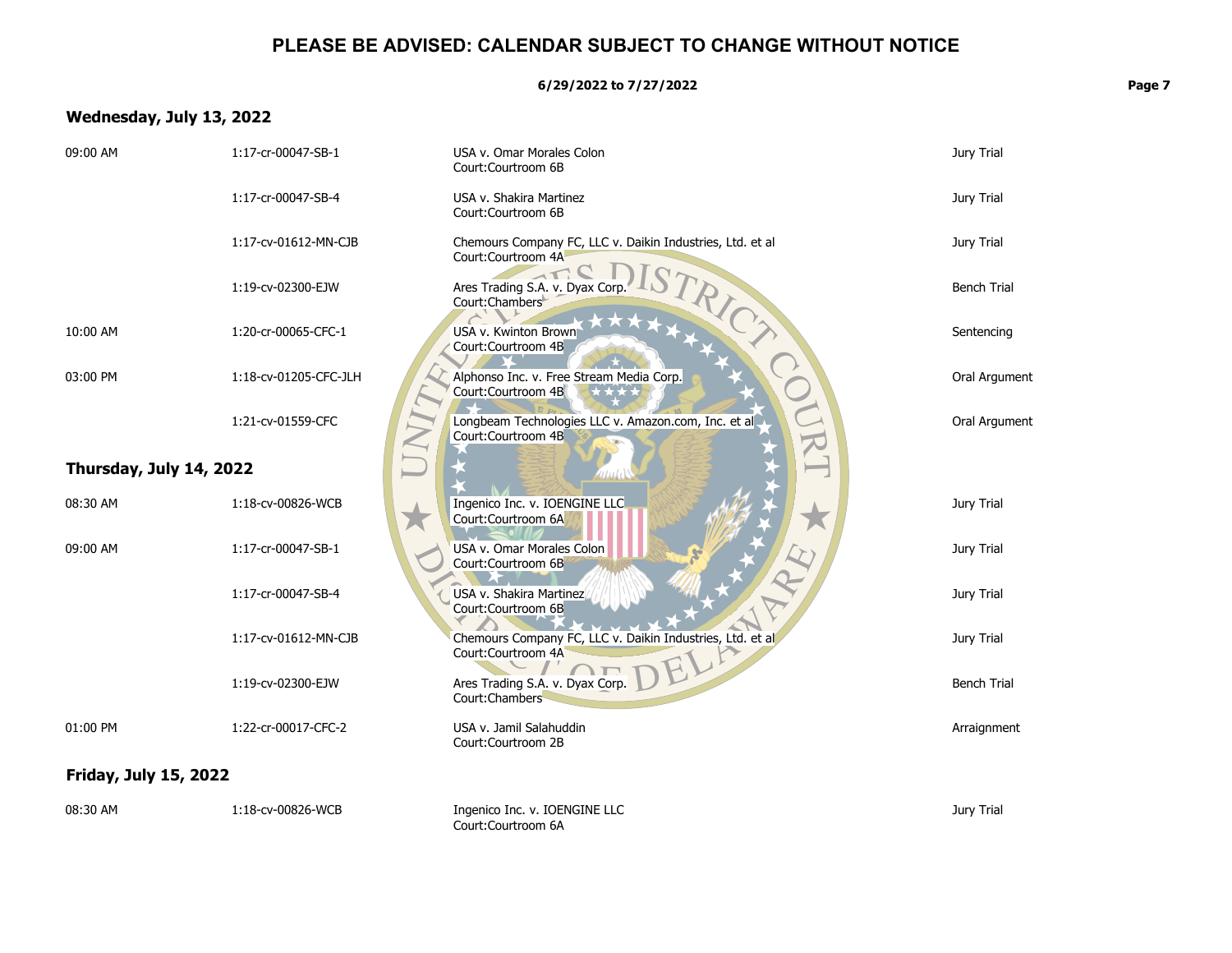# PLEASE BE ADVISED: CALENDAR SUBJECT TO CHANGE WITHOUT NOTICE

**6/29/2022 to 7/27/2022**

### Wednesday, July 13, 2022

| Time | Case Number | Case | Type |
|---|---|---|---|
| 09:00 AM | 1:17-cr-00047-SB-1 | USA v. Omar Morales Colon<br>Court:Courtroom 6B | Jury Trial |
| | 1:17-cr-00047-SB-4 | USA v. Shakira Martinez<br>Court:Courtroom 6B | Jury Trial |
| | 1:17-cv-01612-MN-CJB | Chemours Company FC, LLC v. Daikin Industries, Ltd. et al<br>Court:Courtroom 4A | Jury Trial |
| | 1:19-cv-02300-EJW | Ares Trading S.A. v. Dyax Corp.<br>Court:Chambers | Bench Trial |
| 10:00 AM | 1:20-cr-00065-CFC-1 | USA v. Kwinton Brown<br>Court:Courtroom 4B | Sentencing |
| 03:00 PM | 1:18-cv-01205-CFC-JLH | Alphonso Inc. v. Free Stream Media Corp.<br>Court:Courtroom 4B | Oral Argument |
| | 1:21-cv-01559-CFC | Longbeam Technologies LLC v. Amazon.com, Inc. et al<br>Court:Courtroom 4B | Oral Argument |

### Thursday, July 14, 2022

| Time | Case Number | Case | Type |
|---|---|---|---|
| 08:30 AM | 1:18-cv-00826-WCB | Ingenico Inc. v. IOENGINE LLC<br>Court:Courtroom 6A | Jury Trial |
| 09:00 AM | 1:17-cr-00047-SB-1 | USA v. Omar Morales Colon<br>Court:Courtroom 6B | Jury Trial |
| | 1:17-cr-00047-SB-4 | USA v. Shakira Martinez<br>Court:Courtroom 6B | Jury Trial |
| | 1:17-cv-01612-MN-CJB | Chemours Company FC, LLC v. Daikin Industries, Ltd. et al<br>Court:Courtroom 4A | Jury Trial |
| | 1:19-cv-02300-EJW | Ares Trading S.A. v. Dyax Corp.<br>Court:Chambers | Bench Trial |
| 01:00 PM | 1:22-cr-00017-CFC-2 | USA v. Jamil Salahuddin<br>Court:Courtroom 2B | Arraignment |

### Friday, July 15, 2022

| Time | Case Number | Case | Type |
|---|---|---|---|
| 08:30 AM | 1:18-cv-00826-WCB | Ingenico Inc. v. IOENGINE LLC<br>Court:Courtroom 6A | Jury Trial |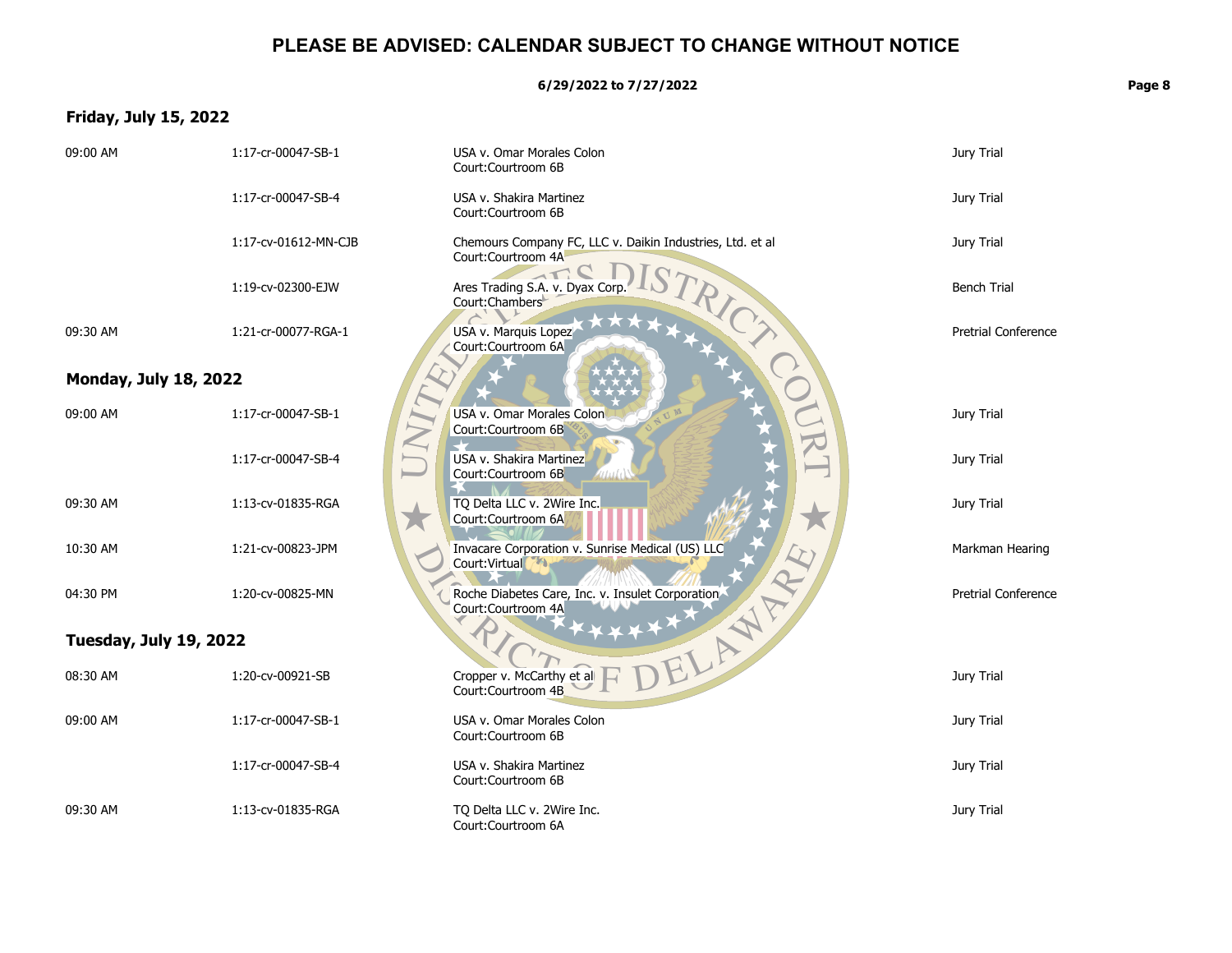# PLEASE BE ADVISED: CALENDAR SUBJECT TO CHANGE WITHOUT NOTICE

**6/29/2022 to 7/27/2022**

## Friday, July 15, 2022

| Time | Case Number | Case | Type |
|---|---|---|---|
| 09:00 AM | 1:17-cr-00047-SB-1 | USA v. Omar Morales Colon<br>Court:Courtroom 6B | Jury Trial |
| | 1:17-cr-00047-SB-4 | USA v. Shakira Martinez<br>Court:Courtroom 6B | Jury Trial |
| | 1:17-cv-01612-MN-CJB | Chemours Company FC, LLC v. Daikin Industries, Ltd. et al<br>Court:Courtroom 4A | Jury Trial |
| | 1:19-cv-02300-EJW | Ares Trading S.A. v. Dyax Corp.<br>Court:Chambers | Bench Trial |
| 09:30 AM | 1:21-cr-00077-RGA-1 | USA v. Marquis Lopez<br>Court:Courtroom 6A | Pretrial Conference |

## Monday, July 18, 2022

| Time | Case Number | Case | Type |
|---|---|---|---|
| 09:00 AM | 1:17-cr-00047-SB-1 | USA v. Omar Morales Colon<br>Court:Courtroom 6B | Jury Trial |
| | 1:17-cr-00047-SB-4 | USA v. Shakira Martinez<br>Court:Courtroom 6B | Jury Trial |
| 09:30 AM | 1:13-cv-01835-RGA | TQ Delta LLC v. 2Wire Inc.<br>Court:Courtroom 6A | Jury Trial |
| 10:30 AM | 1:21-cv-00823-JPM | Invacare Corporation v. Sunrise Medical (US) LLC<br>Court:Virtual | Markman Hearing |
| 04:30 PM | 1:20-cv-00825-MN | Roche Diabetes Care, Inc. v. Insulet Corporation<br>Court:Courtroom 4A | Pretrial Conference |

## Tuesday, July 19, 2022

| Time | Case Number | Case | Type |
|---|---|---|---|
| 08:30 AM | 1:20-cv-00921-SB | Cropper v. McCarthy et al<br>Court:Courtroom 4B | Jury Trial |
| 09:00 AM | 1:17-cr-00047-SB-1 | USA v. Omar Morales Colon<br>Court:Courtroom 6B | Jury Trial |
| | 1:17-cr-00047-SB-4 | USA v. Shakira Martinez<br>Court:Courtroom 6B | Jury Trial |
| 09:30 AM | 1:13-cv-01835-RGA | TQ Delta LLC v. 2Wire Inc.<br>Court:Courtroom 6A | Jury Trial |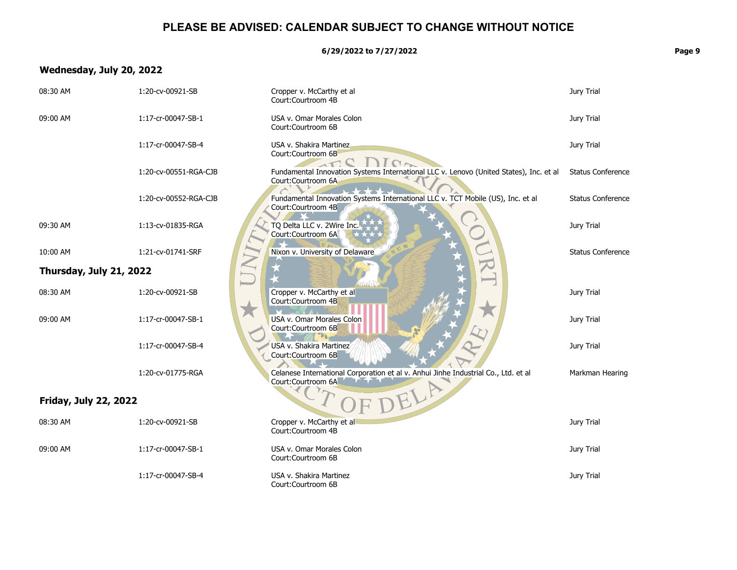# PLEASE BE ADVISED: CALENDAR SUBJECT TO CHANGE WITHOUT NOTICE

**6/29/2022 to 7/27/2022**

## Wednesday, July 20, 2022

| Time | Case Number | Case | Type |
|---|---|---|---|
| 08:30 AM | 1:20-cv-00921-SB | Cropper v. McCarthy et al<br>Court:Courtroom 4B | Jury Trial |
| 09:00 AM | 1:17-cr-00047-SB-1 | USA v. Omar Morales Colon<br>Court:Courtroom 6B | Jury Trial |
| | 1:17-cr-00047-SB-4 | USA v. Shakira Martinez<br>Court:Courtroom 6B | Jury Trial |
| | 1:20-cv-00551-RGA-CJB | Fundamental Innovation Systems International LLC v. Lenovo (United States), Inc. et al<br>Court:Courtroom 6A | Status Conference |
| | 1:20-cv-00552-RGA-CJB | Fundamental Innovation Systems International LLC v. TCT Mobile (US), Inc. et al<br>Court:Courtroom 4B | Status Conference |
| 09:30 AM | 1:13-cv-01835-RGA | TQ Delta LLC v. 2Wire Inc.<br>Court:Courtroom 6A | Jury Trial |
| 10:00 AM | 1:21-cv-01741-SRF | Nixon v. University of Delaware | Status Conference |

## Thursday, July 21, 2022

| Time | Case Number | Case | Type |
|---|---|---|---|
| 08:30 AM | 1:20-cv-00921-SB | Cropper v. McCarthy et al<br>Court:Courtroom 4B | Jury Trial |
| 09:00 AM | 1:17-cr-00047-SB-1 | USA v. Omar Morales Colon<br>Court:Courtroom 6B | Jury Trial |
| | 1:17-cr-00047-SB-4 | USA v. Shakira Martinez<br>Court:Courtroom 6B | Jury Trial |
| | 1:20-cv-01775-RGA | Celanese International Corporation et al v. Anhui Jinhe Industrial Co., Ltd. et al<br>Court:Courtroom 6A | Markman Hearing |

## Friday, July 22, 2022

| Time | Case Number | Case | Type |
|---|---|---|---|
| 08:30 AM | 1:20-cv-00921-SB | Cropper v. McCarthy et al<br>Court:Courtroom 4B | Jury Trial |
| 09:00 AM | 1:17-cr-00047-SB-1 | USA v. Omar Morales Colon<br>Court:Courtroom 6B | Jury Trial |
| | 1:17-cr-00047-SB-4 | USA v. Shakira Martinez<br>Court:Courtroom 6B | Jury Trial |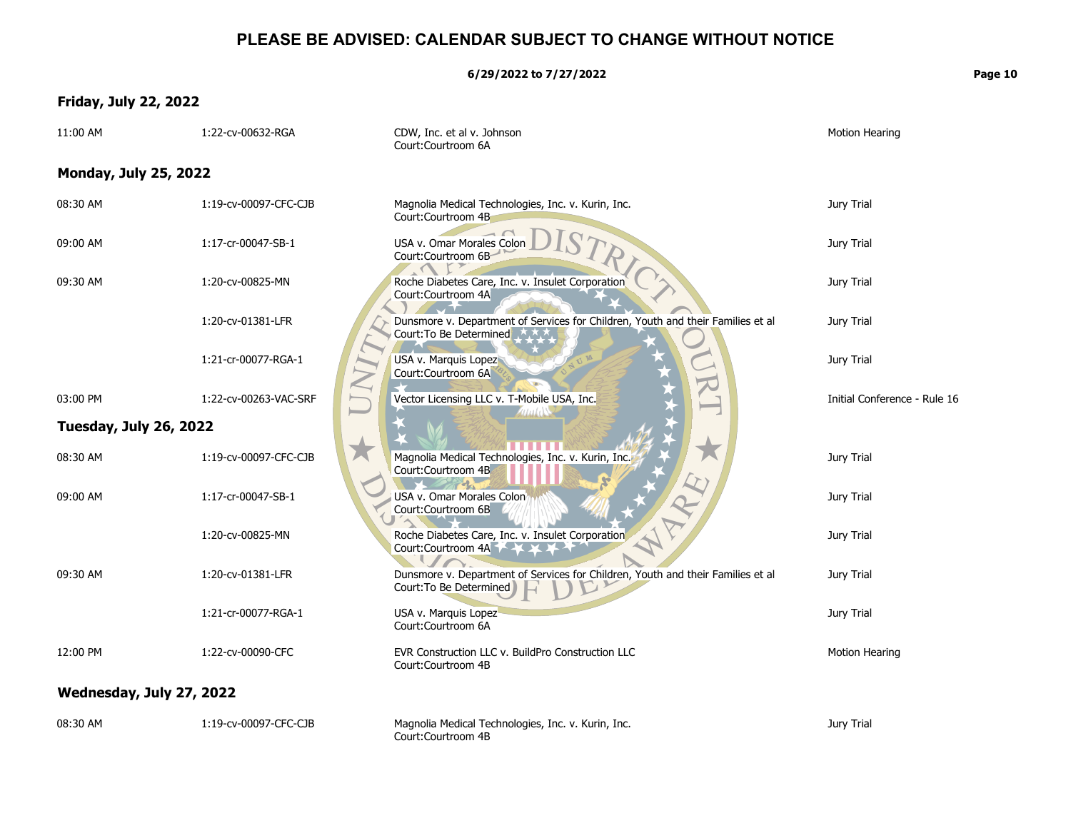# PLEASE BE ADVISED: CALENDAR SUBJECT TO CHANGE WITHOUT NOTICE

**6/29/2022 to 7/27/2022**

## Friday, July 22, 2022

| Time | Case Number | Case / Court | Type |
|---|---|---|---|
| 11:00 AM | 1:22-cv-00632-RGA | CDW, Inc. et al v. Johnson<br>Court:Courtroom 6A | Motion Hearing |

## Monday, July 25, 2022

| Time | Case Number | Case / Court | Type |
|---|---|---|---|
| 08:30 AM | 1:19-cv-00097-CFC-CJB | Magnolia Medical Technologies, Inc. v. Kurin, Inc.<br>Court:Courtroom 4B | Jury Trial |
| 09:00 AM | 1:17-cr-00047-SB-1 | USA v. Omar Morales Colon<br>Court:Courtroom 6B | Jury Trial |
| 09:30 AM | 1:20-cv-00825-MN | Roche Diabetes Care, Inc. v. Insulet Corporation<br>Court:Courtroom 4A | Jury Trial |
| | 1:20-cv-01381-LFR | Dunsmore v. Department of Services for Children, Youth and their Families et al<br>Court:To Be Determined | Jury Trial |
| | 1:21-cr-00077-RGA-1 | USA v. Marquis Lopez<br>Court:Courtroom 6A | Jury Trial |
| 03:00 PM | 1:22-cv-00263-VAC-SRF | Vector Licensing LLC v. T-Mobile USA, Inc. | Initial Conference - Rule 16 |

## Tuesday, July 26, 2022

| Time | Case Number | Case / Court | Type |
|---|---|---|---|
| 08:30 AM | 1:19-cv-00097-CFC-CJB | Magnolia Medical Technologies, Inc. v. Kurin, Inc.<br>Court:Courtroom 4B | Jury Trial |
| 09:00 AM | 1:17-cr-00047-SB-1 | USA v. Omar Morales Colon<br>Court:Courtroom 6B | Jury Trial |
| | 1:20-cv-00825-MN | Roche Diabetes Care, Inc. v. Insulet Corporation<br>Court:Courtroom 4A | Jury Trial |
| 09:30 AM | 1:20-cv-01381-LFR | Dunsmore v. Department of Services for Children, Youth and their Families et al<br>Court:To Be Determined | Jury Trial |
| | 1:21-cr-00077-RGA-1 | USA v. Marquis Lopez<br>Court:Courtroom 6A | Jury Trial |
| 12:00 PM | 1:22-cv-00090-CFC | EVR Construction LLC v. BuildPro Construction LLC<br>Court:Courtroom 4B | Motion Hearing |

## Wednesday, July 27, 2022

| Time | Case Number | Case / Court | Type |
|---|---|---|---|
| 08:30 AM | 1:19-cv-00097-CFC-CJB | Magnolia Medical Technologies, Inc. v. Kurin, Inc.<br>Court:Courtroom 4B | Jury Trial |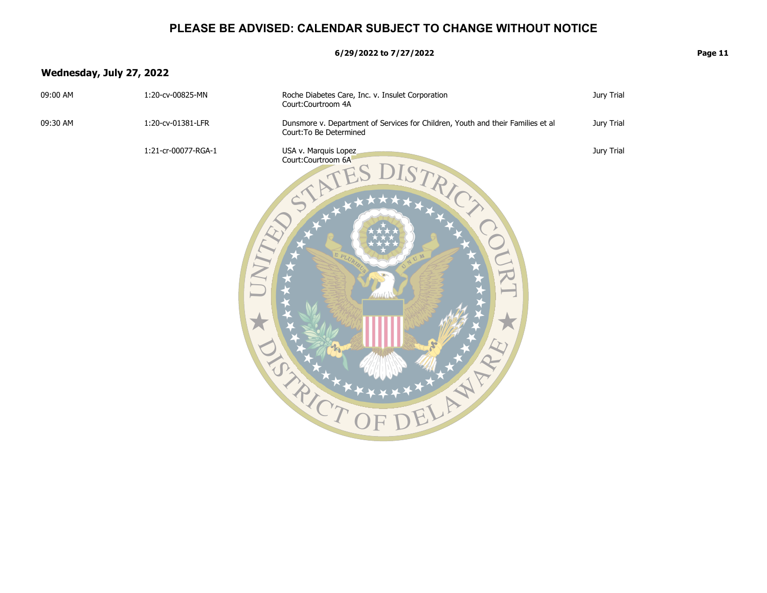**PLEASE BE ADVISED: CALENDAR SUBJECT TO CHANGE WITHOUT NOTICE**

**6/29/2022 to 7/27/2022**

## Wednesday, July 27, 2022

| | | | |
|---|---|---|---|
| 09:00 AM | 1:20-cv-00825-MN | Roche Diabetes Care, Inc. v. Insulet Corporation<br>Court:Courtroom 4A | Jury Trial |
| 09:30 AM | 1:20-cv-01381-LFR | Dunsmore v. Department of Services for Children, Youth and their Families et al<br>Court:To Be Determined | Jury Trial |
| | 1:21-cr-00077-RGA-1 | USA v. Marquis Lopez<br>Court:Courtroom 6A | Jury Trial |